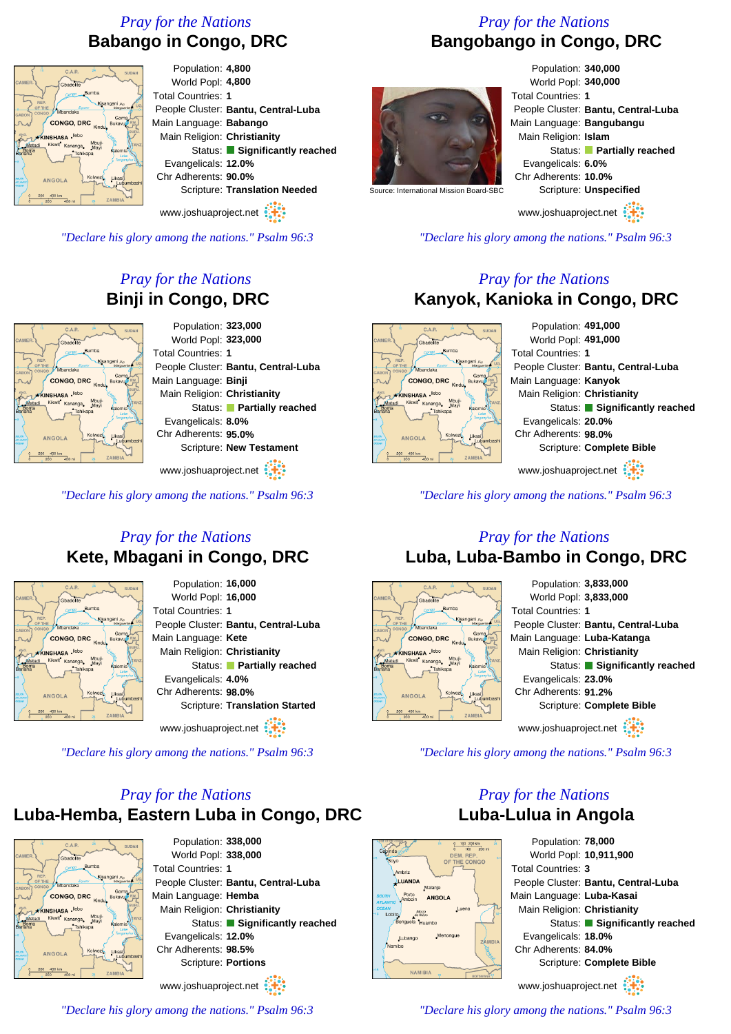*Pray for the Nations*

## Babango in Congo, DRC

Population: **4,800**
World Popl: **4,800**
Total Countries: **1**
People Cluster: **Bantu, Central-Luba**
Main Language: **Babango**
Main Religion: **Christianity**
Status: **Significantly reached**
Evangelicals: **12.0%**
Chr Adherents: **90.0%**
Scripture: **Translation Needed**

www.joshuaproject.net

*"Declare his glory among the nations." Psalm 96:3*

*Pray for the Nations*

## Bangobango in Congo, DRC

Source: International Mission Board-SBC

Population: **340,000**
World Popl: **340,000**
Total Countries: **1**
People Cluster: **Bantu, Central-Luba**
Main Language: **Bangubangu**
Main Religion: **Islam**
Status: **Partially reached**
Evangelicals: **6.0%**
Chr Adherents: **10.0%**
Scripture: **Unspecified**

www.joshuaproject.net

*"Declare his glory among the nations." Psalm 96:3*

*Pray for the Nations*

## Binji in Congo, DRC

Population: **323,000**
World Popl: **323,000**
Total Countries: **1**
People Cluster: **Bantu, Central-Luba**
Main Language: **Binji**
Main Religion: **Christianity**
Status: **Partially reached**
Evangelicals: **8.0%**
Chr Adherents: **95.0%**
Scripture: **New Testament**

www.joshuaproject.net

*"Declare his glory among the nations." Psalm 96:3*

*Pray for the Nations*

## Kanyok, Kanioka in Congo, DRC

Population: **491,000**
World Popl: **491,000**
Total Countries: **1**
People Cluster: **Bantu, Central-Luba**
Main Language: **Kanyok**
Main Religion: **Christianity**
Status: **Significantly reached**
Evangelicals: **20.0%**
Chr Adherents: **98.0%**
Scripture: **Complete Bible**

www.joshuaproject.net

*"Declare his glory among the nations." Psalm 96:3*

*Pray for the Nations*

## Kete, Mbagani in Congo, DRC

Population: **16,000**
World Popl: **16,000**
Total Countries: **1**
People Cluster: **Bantu, Central-Luba**
Main Language: **Kete**
Main Religion: **Christianity**
Status: **Partially reached**
Evangelicals: **4.0%**
Chr Adherents: **98.0%**
Scripture: **Translation Started**

www.joshuaproject.net

*"Declare his glory among the nations." Psalm 96:3*

*Pray for the Nations*

## Luba, Luba-Bambo in Congo, DRC

Population: **3,833,000**
World Popl: **3,833,000**
Total Countries: **1**
People Cluster: **Bantu, Central-Luba**
Main Language: **Luba-Katanga**
Main Religion: **Christianity**
Status: **Significantly reached**
Evangelicals: **23.0%**
Chr Adherents: **91.2%**
Scripture: **Complete Bible**

www.joshuaproject.net

*"Declare his glory among the nations." Psalm 96:3*

*Pray for the Nations*

## Luba-Hemba, Eastern Luba in Congo, DRC

Population: **338,000**
World Popl: **338,000**
Total Countries: **1**
People Cluster: **Bantu, Central-Luba**
Main Language: **Hemba**
Main Religion: **Christianity**
Status: **Significantly reached**
Evangelicals: **12.0%**
Chr Adherents: **98.5%**
Scripture: **Portions**

www.joshuaproject.net

*"Declare his glory among the nations." Psalm 96:3*

*Pray for the Nations*

## Luba-Lulua in Angola

Population: **78,000**
World Popl: **10,911,900**
Total Countries: **3**
People Cluster: **Bantu, Central-Luba**
Main Language: **Luba-Kasai**
Main Religion: **Christianity**
Status: **Significantly reached**
Evangelicals: **18.0%**
Chr Adherents: **84.0%**
Scripture: **Complete Bible**

www.joshuaproject.net

*"Declare his glory among the nations." Psalm 96:3*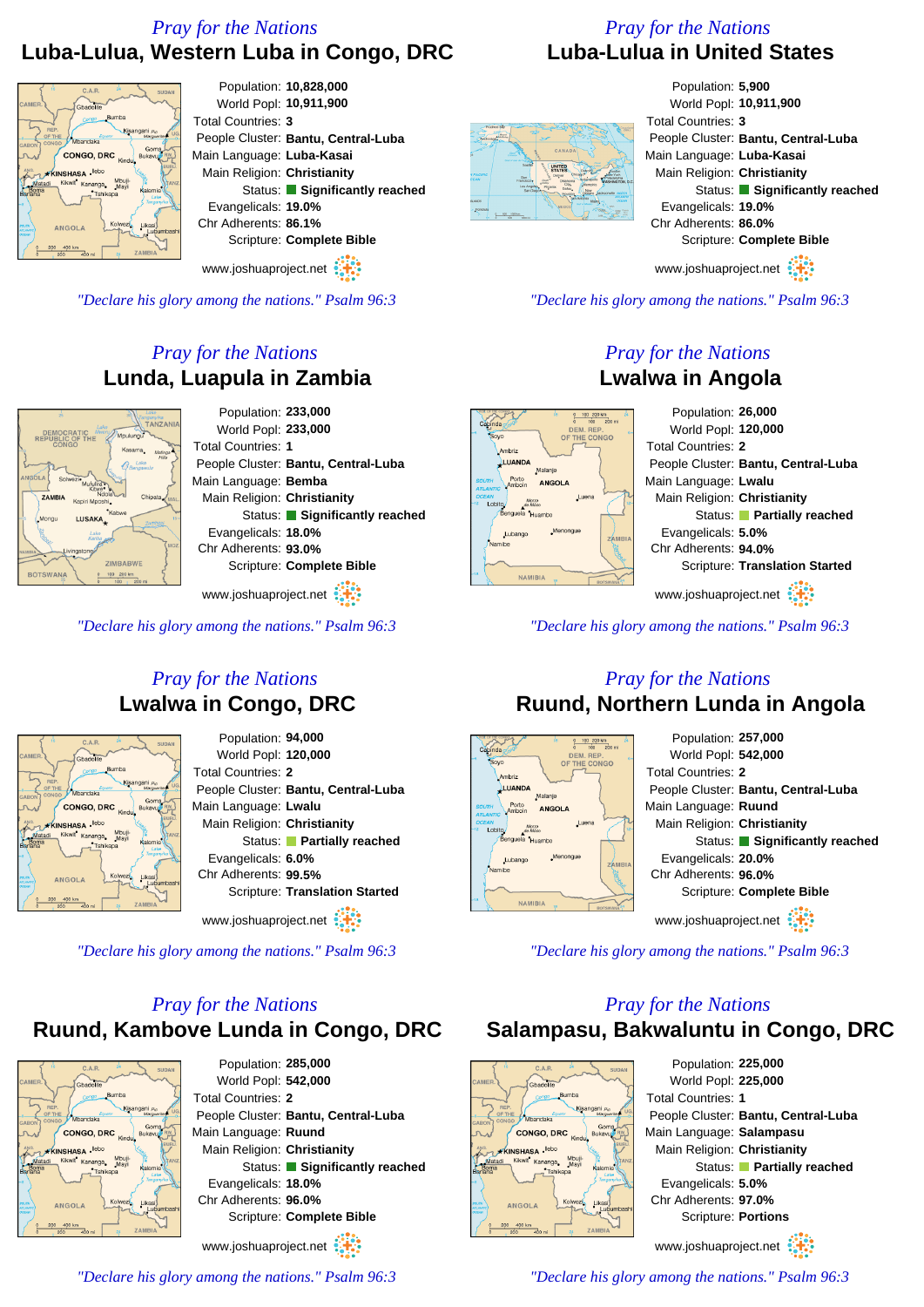*Pray for the Nations*

## Luba-Lulua, Western Luba in Congo, DRC

Population: **10,828,000**
World Popl: **10,911,900**
Total Countries: **3**
People Cluster: **Bantu, Central-Luba**
Main Language: **Luba-Kasai**
Main Religion: **Christianity**
Status: **Significantly reached**
Evangelicals: **19.0%**
Chr Adherents: **86.1%**
Scripture: **Complete Bible**

www.joshuaproject.net

*"Declare his glory among the nations." Psalm 96:3*

*Pray for the Nations*

## Luba-Lulua in United States

Population: **5,900**
World Popl: **10,911,900**
Total Countries: **3**
People Cluster: **Bantu, Central-Luba**
Main Language: **Luba-Kasai**
Main Religion: **Christianity**
Status: **Significantly reached**
Evangelicals: **19.0%**
Chr Adherents: **86.0%**
Scripture: **Complete Bible**

www.joshuaproject.net

*"Declare his glory among the nations." Psalm 96:3*

*Pray for the Nations*

## Lunda, Luapula in Zambia

Population: **233,000**
World Popl: **233,000**
Total Countries: **1**
People Cluster: **Bantu, Central-Luba**
Main Language: **Bemba**
Main Religion: **Christianity**
Status: **Significantly reached**
Evangelicals: **18.0%**
Chr Adherents: **93.0%**
Scripture: **Complete Bible**

www.joshuaproject.net

*"Declare his glory among the nations." Psalm 96:3*

*Pray for the Nations*

## Lwalwa in Angola

Population: **26,000**
World Popl: **120,000**
Total Countries: **2**
People Cluster: **Bantu, Central-Luba**
Main Language: **Lwalu**
Main Religion: **Christianity**
Status: **Partially reached**
Evangelicals: **5.0%**
Chr Adherents: **94.0%**
Scripture: **Translation Started**

www.joshuaproject.net

*"Declare his glory among the nations." Psalm 96:3*

*Pray for the Nations*

## Lwalwa in Congo, DRC

Population: **94,000**
World Popl: **120,000**
Total Countries: **2**
People Cluster: **Bantu, Central-Luba**
Main Language: **Lwalu**
Main Religion: **Christianity**
Status: **Partially reached**
Evangelicals: **6.0%**
Chr Adherents: **99.5%**
Scripture: **Translation Started**

www.joshuaproject.net

*"Declare his glory among the nations." Psalm 96:3*

*Pray for the Nations*

## Ruund, Northern Lunda in Angola

Population: **257,000**
World Popl: **542,000**
Total Countries: **2**
People Cluster: **Bantu, Central-Luba**
Main Language: **Ruund**
Main Religion: **Christianity**
Status: **Significantly reached**
Evangelicals: **20.0%**
Chr Adherents: **96.0%**
Scripture: **Complete Bible**

www.joshuaproject.net

*"Declare his glory among the nations." Psalm 96:3*

*Pray for the Nations*

## Ruund, Kambove Lunda in Congo, DRC

Population: **285,000**
World Popl: **542,000**
Total Countries: **2**
People Cluster: **Bantu, Central-Luba**
Main Language: **Ruund**
Main Religion: **Christianity**
Status: **Significantly reached**
Evangelicals: **18.0%**
Chr Adherents: **96.0%**
Scripture: **Complete Bible**

www.joshuaproject.net

*"Declare his glory among the nations." Psalm 96:3*

*Pray for the Nations*

## Salampasu, Bakwaluntu in Congo, DRC

Population: **225,000**
World Popl: **225,000**
Total Countries: **1**
People Cluster: **Bantu, Central-Luba**
Main Language: **Salampasu**
Main Religion: **Christianity**
Status: **Partially reached**
Evangelicals: **5.0%**
Chr Adherents: **97.0%**
Scripture: **Portions**

www.joshuaproject.net

*"Declare his glory among the nations." Psalm 96:3*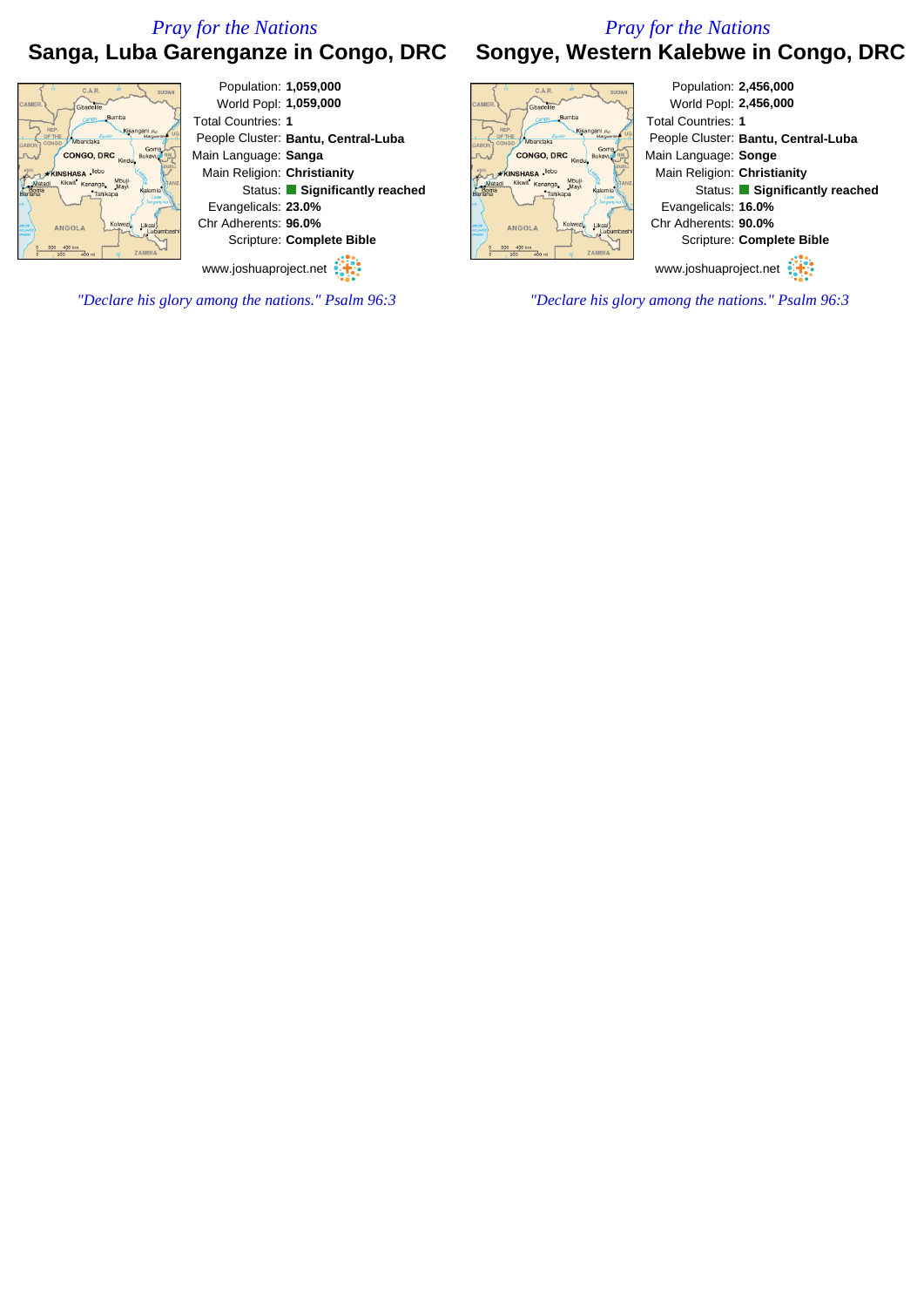*Pray for the Nations*

## Sanga, Luba Garenganze in Congo, DRC

Population: **1,059,000**
World Popl: **1,059,000**
Total Countries: **1**
People Cluster: **Bantu, Central-Luba**
Main Language: **Sanga**
Main Religion: **Christianity**
Status: **Significantly reached**
Evangelicals: **23.0%**
Chr Adherents: **96.0%**
Scripture: **Complete Bible**

www.joshuaproject.net

*"Declare his glory among the nations." Psalm 96:3*

*Pray for the Nations*

## Songye, Western Kalebwe in Congo, DRC

Population: **2,456,000**
World Popl: **2,456,000**
Total Countries: **1**
People Cluster: **Bantu, Central-Luba**
Main Language: **Songe**
Main Religion: **Christianity**
Status: **Significantly reached**
Evangelicals: **16.0%**
Chr Adherents: **90.0%**
Scripture: **Complete Bible**

www.joshuaproject.net

*"Declare his glory among the nations." Psalm 96:3*